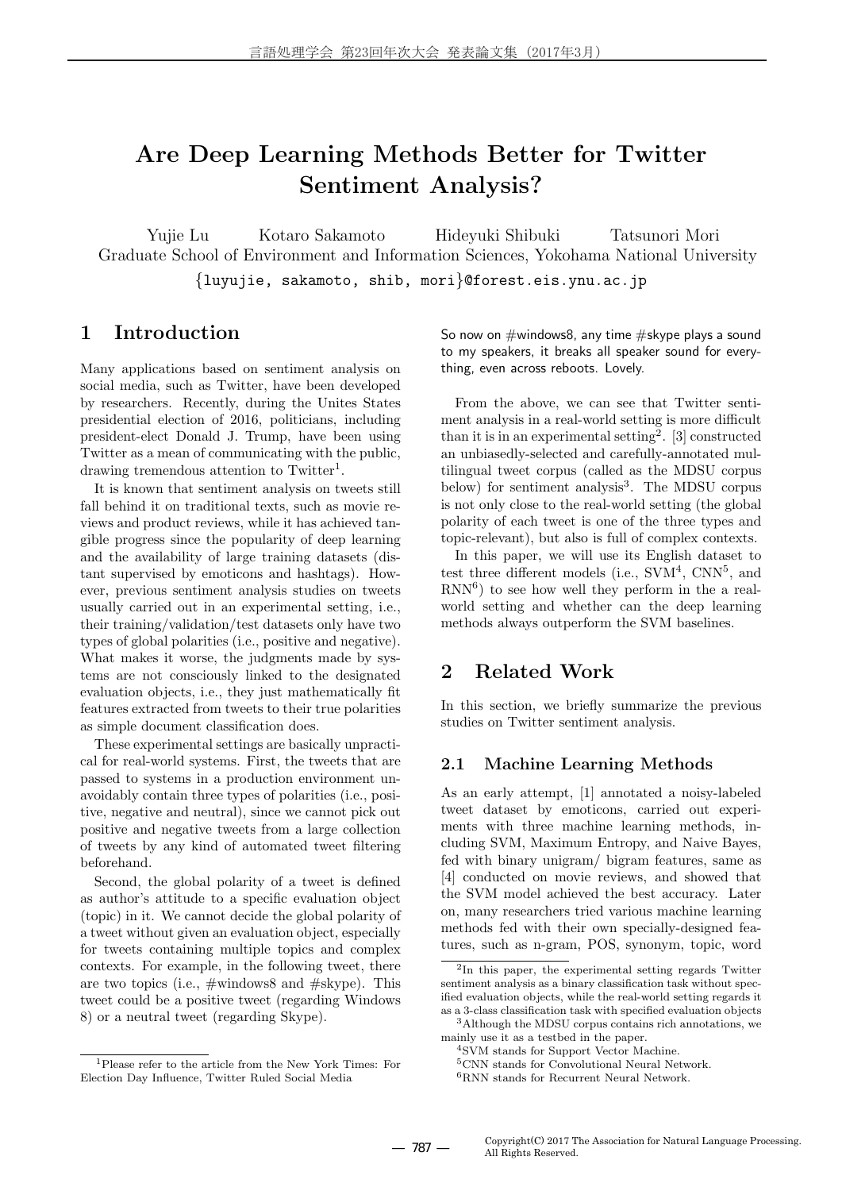# Are Deep Learning Methods Better for Twitter Sentiment Analysis?

Yujie Lu Kotaro Sakamoto Hideyuki Shibuki Tatsunori Mori

Graduate School of Environment and Information Sciences, Yokohama National University

{luyujie, sakamoto, shib, mori}@forest.eis.ynu.ac.jp

## 1 Introduction

Many applications based on sentiment analysis on social media, such as Twitter, have been developed by researchers. Recently, during the Unites States presidential election of 2016, politicians, including president-elect Donald J. Trump, have been using Twitter as a mean of communicating with the public, drawing tremendous attention to Twitter[1].

It is known that sentiment analysis on tweets still fall behind it on traditional texts, such as movie reviews and product reviews, while it has achieved tangible progress since the popularity of deep learning and the availability of large training datasets (distant supervised by emoticons and hashtags). However, previous sentiment analysis studies on tweets usually carried out in an experimental setting, i.e., their training/validation/test datasets only have two types of global polarities (i.e., positive and negative). What makes it worse, the judgments made by systems are not consciously linked to the designated evaluation objects, i.e., they just mathematically fit features extracted from tweets to their true polarities as simple document classification does.

These experimental settings are basically unpractical for real-world systems. First, the tweets that are passed to systems in a production environment unavoidably contain three types of polarities (i.e., positive, negative and neutral), since we cannot pick out positive and negative tweets from a large collection of tweets by any kind of automated tweet filtering beforehand.

Second, the global polarity of a tweet is defined as author's attitude to a specific evaluation object (topic) in it. We cannot decide the global polarity of a tweet without given an evaluation object, especially for tweets containing multiple topics and complex contexts. For example, in the following tweet, there are two topics (i.e., #windows8 and #skype). This tweet could be a positive tweet (regarding Windows 8) or a neutral tweet (regarding Skype).

So now on #windows8, any time #skype plays a sound to my speakers, it breaks all speaker sound for everything, even across reboots. Lovely.

From the above, we can see that Twitter sentiment analysis in a real-world setting is more difficult than it is in an experimental setting[2]. [3] constructed an unbiasedly-selected and carefully-annotated multilingual tweet corpus (called as the MDSU corpus below) for sentiment analysis[3]. The MDSU corpus is not only close to the real-world setting (the global polarity of each tweet is one of the three types and topic-relevant), but also is full of complex contexts.

In this paper, we will use its English dataset to test three different models (i.e., SVM[4], CNN[5], and RNN[6]) to see how well they perform in the a real-world setting and whether can the deep learning methods always outperform the SVM baselines.

## 2 Related Work

In this section, we briefly summarize the previous studies on Twitter sentiment analysis.

### 2.1 Machine Learning Methods

As an early attempt, [1] annotated a noisy-labeled tweet dataset by emoticons, carried out experiments with three machine learning methods, including SVM, Maximum Entropy, and Naive Bayes, fed with binary unigram/ bigram features, same as [4] conducted on movie reviews, and showed that the SVM model achieved the best accuracy. Later on, many researchers tried various machine learning methods fed with their own specially-designed features, such as n-gram, POS, synonym, topic, word

---

[1] Please refer to the article from the New York Times: For Election Day Influence, Twitter Ruled Social Media

[2] In this paper, the experimental setting regards Twitter sentiment analysis as a binary classification task without specified evaluation objects, while the real-world setting regards it as a 3-class classification task with specified evaluation objects

[3] Although the MDSU corpus contains rich annotations, we mainly use it as a testbed in the paper.

[4] SVM stands for Support Vector Machine.

[5] CNN stands for Convolutional Neural Network.

[6] RNN stands for Recurrent Neural Network.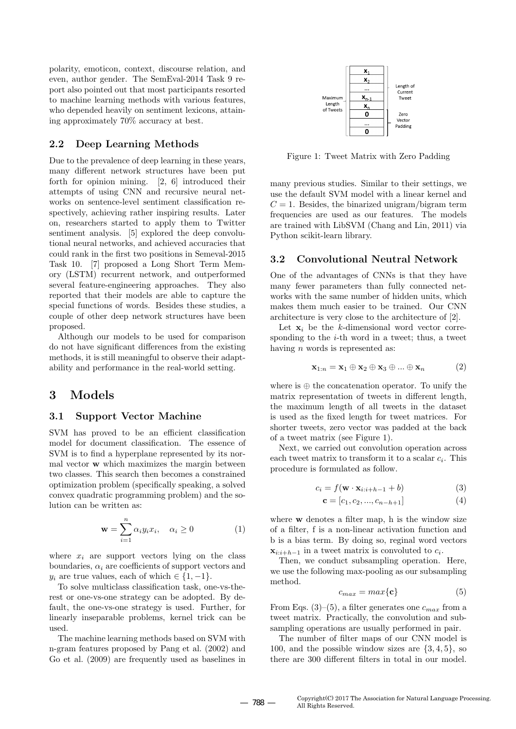polarity, emoticon, context, discourse relation, and even, author gender. The SemEval-2014 Task 9 report also pointed out that most participants resorted to machine learning methods with various features, who depended heavily on sentiment lexicons, attaining approximately 70% accuracy at best.

### 2.2 Deep Learning Methods

Due to the prevalence of deep learning in these years, many different network structures have been put forth for opinion mining. [2, 6] introduced their attempts of using CNN and recursive neural networks on sentence-level sentiment classification respectively, achieving rather inspiring results. Later on, researchers started to apply them to Twitter sentiment analysis. [5] explored the deep convolutional neural networks, and achieved accuracies that could rank in the first two positions in Semeval-2015 Task 10. [7] proposed a Long Short Term Memory (LSTM) recurrent network, and outperformed several feature-engineering approaches. They also reported that their models are able to capture the special functions of words. Besides these studies, a couple of other deep network structures have been proposed.

Although our models to be used for comparison do not have significant differences from the existing methods, it is still meaningful to observe their adaptability and performance in the real-world setting.

## 3 Models

### 3.1 Support Vector Machine

SVM has proved to be an efficient classification model for document classification. The essence of SVM is to find a hyperplane represented by its normal vector $\mathbf{w}$ which maximizes the margin between two classes. This search then becomes a constrained optimization problem (specifically speaking, a solved convex quadratic programming problem) and the solution can be written as:

$$\mathbf{w} = \sum_{i=1}^{n} \alpha_i y_i x_i, \quad \alpha_i \geq 0 \tag{1}$$

where $x_i$ are support vectors lying on the class boundaries, $\alpha_i$ are coefficients of support vectors and $y_i$ are true values, each of which $\in \{1, -1\}$.

To solve multiclass classification task, one-vs-the-rest or one-vs-one strategy can be adopted. By default, the one-vs-one strategy is used. Further, for linearly inseparable problems, kernel trick can be used.

The machine learning methods based on SVM with n-gram features proposed by Pang et al. (2002) and Go et al. (2009) are frequently used as baselines in many previous studies. Similar to their settings, we use the default SVM model with a linear kernel and $C = 1$. Besides, the binarized unigram/bigram term frequencies are used as our features. The models are trained with LibSVM (Chang and Lin, 2011) via Python scikit-learn library.

Figure 1: Tweet Matrix with Zero Padding

### 3.2 Convolutional Neutral Network

One of the advantages of CNNs is that they have many fewer parameters than fully connected networks with the same number of hidden units, which makes them much easier to be trained. Our CNN architecture is very close to the architecture of [2].

Let $\mathbf{x}_i$ be the $k$-dimensional word vector corresponding to the $i$-th word in a tweet; thus, a tweet having $n$ words is represented as:

$$\mathbf{x}_{1:n} = \mathbf{x}_1 \oplus \mathbf{x}_2 \oplus \mathbf{x}_3 \oplus ... \oplus \mathbf{x}_n \tag{2}$$

where is $\oplus$ the concatenation operator. To unify the matrix representation of tweets in different length, the maximum length of all tweets in the dataset is used as the fixed length for tweet matrices. For shorter tweets, zero vector was padded at the back of a tweet matrix (see Figure 1).

Next, we carried out convolution operation across each tweet matrix to transform it to a scalar $c_i$. This procedure is formulated as follow.

$$c_i = f(\mathbf{w} \cdot \mathbf{x}_{i:i+h-1} + b) \tag{3}$$

$$\mathbf{c} = [c_1, c_2, ..., c_{n-h+1}] \tag{4}$$

where $\mathbf{w}$ denotes a filter map, h is the window size of a filter, f is a non-linear activation function and b is a bias term. By doing so, reginal word vectors $\mathbf{x}_{i:i+h-1}$ in a tweet matrix is convoluted to $c_i$.

Then, we conduct subsampling operation. Here, we use the following max-pooling as our subsampling method.

$$c_{max} = max\{\mathbf{c}\} \tag{5}$$

From Eqs. (3)–(5), a filter generates one $c_{max}$ from a tweet matrix. Practically, the convolution and subsampling operations are usually performed in pair.

The number of filter maps of our CNN model is 100, and the possible window sizes are $\{3, 4, 5\}$, so there are 300 different filters in total in our model.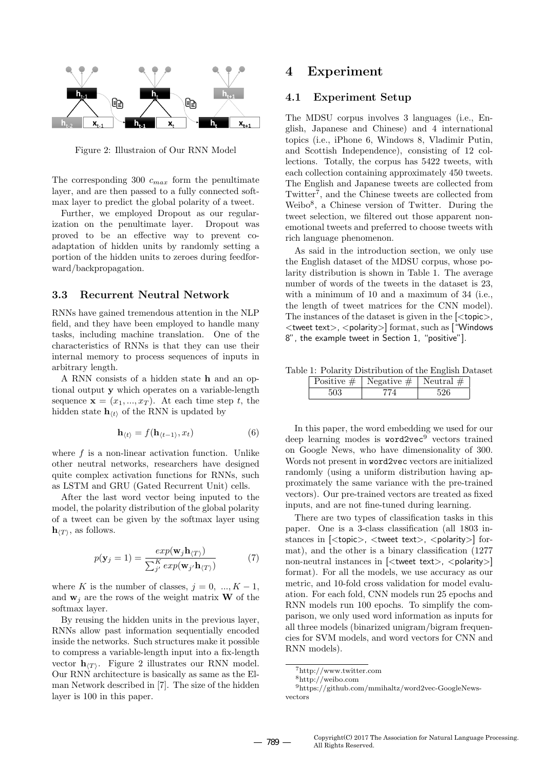Figure 2: Illustraion of Our RNN Model

The corresponding 300 $c_{max}$ form the penultimate layer, and are then passed to a fully connected softmax layer to predict the global polarity of a tweet.

Further, we employed Dropout as our regularization on the penultimate layer. Dropout was proved to be an effective way to prevent co-adaptation of hidden units by randomly setting a portion of the hidden units to zeroes during feedforward/backpropagation.

### 3.3 Recurrent Neutral Network

RNNs have gained tremendous attention in the NLP field, and they have been employed to handle many tasks, including machine translation. One of the characteristics of RNNs is that they can use their internal memory to process sequences of inputs in arbitrary length.

A RNN consists of a hidden state $\mathbf{h}$ and an optional output $\mathbf{y}$ which operates on a variable-length sequence $\mathbf{x} = (x_1, ..., x_T)$. At each time step $t$, the hidden state $\mathbf{h}_{\langle t \rangle}$ of the RNN is updated by

$$\mathbf{h}_{\langle t \rangle} = f(\mathbf{h}_{\langle t-1 \rangle}, x_t) \tag{6}$$

where $f$ is a non-linear activation function. Unlike other neutral networks, researchers have designed quite complex activation functions for RNNs, such as LSTM and GRU (Gated Recurrent Unit) cells.

After the last word vector being inputed to the model, the polarity distribution of the global polarity of a tweet can be given by the softmax layer using $\mathbf{h}_{\langle T \rangle}$, as follows.

$$p(\mathbf{y}_j = 1) = \frac{exp(\mathbf{w}_j \mathbf{h}_{\langle T \rangle})}{\sum_{j'}^{K} exp(\mathbf{w}_{j'} \mathbf{h}_{\langle T \rangle})} \tag{7}$$

where $K$ is the number of classes, $j = 0, ..., K-1$, and $\mathbf{w}_j$ are the rows of the weight matrix $\mathbf{W}$ of the softmax layer.

By reusing the hidden units in the previous layer, RNNs allow past information sequentially encoded inside the networks. Such structures make it possible to compress a variable-length input into a fix-length vector $\mathbf{h}_{\langle T \rangle}$. Figure 2 illustrates our RNN model. Our RNN architecture is basically as same as the Elman Network described in [7]. The size of the hidden layer is 100 in this paper.

## 4 Experiment

### 4.1 Experiment Setup

The MDSU corpus involves 3 languages (i.e., English, Japanese and Chinese) and 4 international topics (i.e., iPhone 6, Windows 8, Vladimir Putin, and Scottish Independence), consisting of 12 collections. Totally, the corpus has 5422 tweets, with each collection containing approximately 450 tweets. The English and Japanese tweets are collected from Twitter[7], and the Chinese tweets are collected from Weibo[8], a Chinese version of Twitter. During the tweet selection, we filtered out those apparent non-emotional tweets and preferred to choose tweets with rich language phenomenon.

As said in the introduction section, we only use the English dataset of the MDSU corpus, whose polarity distribution is shown in Table 1. The average number of words of the tweets in the dataset is 23, with a minimum of 10 and a maximum of 34 (i.e., the length of tweet matrices for the CNN model). The instances of the dataset is given in the [<topic>, <tweet text>, <polarity>] format, such as ["Windows 8", the example tweet in Section 1, "positive"].

Table 1: Polarity Distribution of the English Dataset

| Positive # | Negative # | Neutral # |
|---|---|---|
| 503 | 774 | 526 |

In this paper, the word embedding we used for our deep learning modes is `word2vec`[9] vectors trained on Google News, who have dimensionality of 300. Words not present in `word2vec` vectors are initialized randomly (using a uniform distribution having approximately the same variance with the pre-trained vectors). Our pre-trained vectors are treated as fixed inputs, and are not fine-tuned during learning.

There are two types of classification tasks in this paper. One is a 3-class classification (all 1803 instances in [<topic>, <tweet text>, <polarity>] format), and the other is a binary classification (1277 non-neutral instances in [<tweet text>, <polarity>] format). For all the models, we use accuracy as our metric, and 10-fold cross validation for model evaluation. For each fold, CNN models run 25 epochs and RNN models run 100 epochs. To simplify the comparison, we only used word information as inputs for all three models (binarized unigram/bigram frequencies for SVM models, and word vectors for CNN and RNN models).

[7] http://www.twitter.com

[8] http://weibo.com

[9] https://github.com/mmihaltz/word2vec-GoogleNews-vectors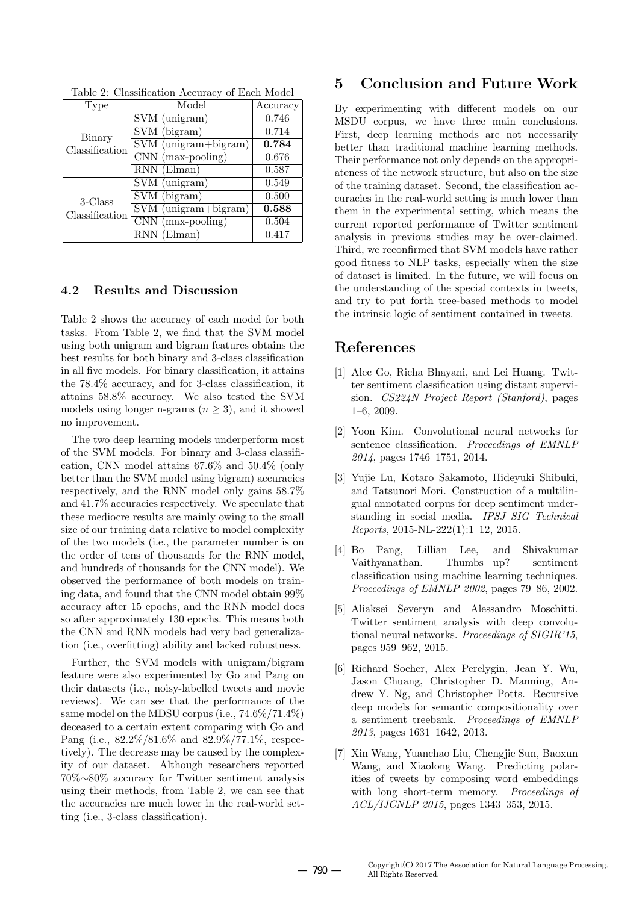Table 2: Classification Accuracy of Each Model

| Type | Model | Accuracy |
| --- | --- | --- |
| Binary Classification | SVM (unigram) | 0.746 |
| | SVM (bigram) | 0.714 |
| | SVM (unigram+bigram) | **0.784** |
| | CNN (max-pooling) | 0.676 |
| | RNN (Elman) | 0.587 |
| 3-Class Classification | SVM (unigram) | 0.549 |
| | SVM (bigram) | 0.500 |
| | SVM (unigram+bigram) | **0.588** |
| | CNN (max-pooling) | 0.504 |
| | RNN (Elman) | 0.417 |

### 4.2 Results and Discussion

Table 2 shows the accuracy of each model for both tasks. From Table 2, we find that the SVM model using both unigram and bigram features obtains the best results for both binary and 3-class classification in all five models. For binary classification, it attains the 78.4% accuracy, and for 3-class classification, it attains 58.8% accuracy. We also tested the SVM models using longer n-grams ($n \geq 3$), and it showed no improvement.

The two deep learning models underperform most of the SVM models. For binary and 3-class classification, CNN model attains 67.6% and 50.4% (only better than the SVM model using bigram) accuracies respectively, and the RNN model only gains 58.7% and 41.7% accuracies respectively. We speculate that these mediocre results are mainly owing to the small size of our training data relative to model complexity of the two models (i.e., the parameter number is on the order of tens of thousands for the RNN model, and hundreds of thousands for the CNN model). We observed the performance of both models on training data, and found that the CNN model obtain 99% accuracy after 15 epochs, and the RNN model does so after approximately 130 epochs. This means both the CNN and RNN models had very bad generalization (i.e., overfitting) ability and lacked robustness.

Further, the SVM models with unigram/bigram feature were also experimented by Go and Pang on their datasets (i.e., noisy-labelled tweets and movie reviews). We can see that the performance of the same model on the MDSU corpus (i.e., 74.6%/71.4%) deceased to a certain extent comparing with Go and Pang (i.e., 82.2%/81.6% and 82.9%/77.1%, respectively). The decrease may be caused by the complexity of our dataset. Although researchers reported 70%∼80% accuracy for Twitter sentiment analysis using their methods, from Table 2, we can see that the accuracies are much lower in the real-world setting (i.e., 3-class classification).

## 5 Conclusion and Future Work

By experimenting with different models on our MSDU corpus, we have three main conclusions. First, deep learning methods are not necessarily better than traditional machine learning methods. Their performance not only depends on the appropriateness of the network structure, but also on the size of the training dataset. Second, the classification accuracies in the real-world setting is much lower than them in the experimental setting, which means the current reported performance of Twitter sentiment analysis in previous studies may be over-claimed. Third, we reconfirmed that SVM models have rather good fitness to NLP tasks, especially when the size of dataset is limited. In the future, we will focus on the understanding of the special contexts in tweets, and try to put forth tree-based methods to model the intrinsic logic of sentiment contained in tweets.

## References

[1] Alec Go, Richa Bhayani, and Lei Huang. Twitter sentiment classification using distant supervision. *CS224N Project Report (Stanford)*, pages 1–6, 2009.

[2] Yoon Kim. Convolutional neural networks for sentence classification. *Proceedings of EMNLP 2014*, pages 1746–1751, 2014.

[3] Yujie Lu, Kotaro Sakamoto, Hideyuki Shibuki, and Tatsunori Mori. Construction of a multilingual annotated corpus for deep sentiment understanding in social media. *IPSJ SIG Technical Reports*, 2015-NL-222(1):1–12, 2015.

[4] Bo Pang, Lillian Lee, and Shivakumar Vaithyanathan. Thumbs up? sentiment classification using machine learning techniques. *Proceedings of EMNLP 2002*, pages 79–86, 2002.

[5] Aliaksei Severyn and Alessandro Moschitti. Twitter sentiment analysis with deep convolutional neural networks. *Proceedings of SIGIR'15*, pages 959–962, 2015.

[6] Richard Socher, Alex Perelygin, Jean Y. Wu, Jason Chuang, Christopher D. Manning, Andrew Y. Ng, and Christopher Potts. Recursive deep models for semantic compositionality over a sentiment treebank. *Proceedings of EMNLP 2013*, pages 1631–1642, 2013.

[7] Xin Wang, Yuanchao Liu, Chengjie Sun, Baoxun Wang, and Xiaolong Wang. Predicting polarities of tweets by composing word embeddings with long short-term memory. *Proceedings of ACL/IJCNLP 2015*, pages 1343–353, 2015.